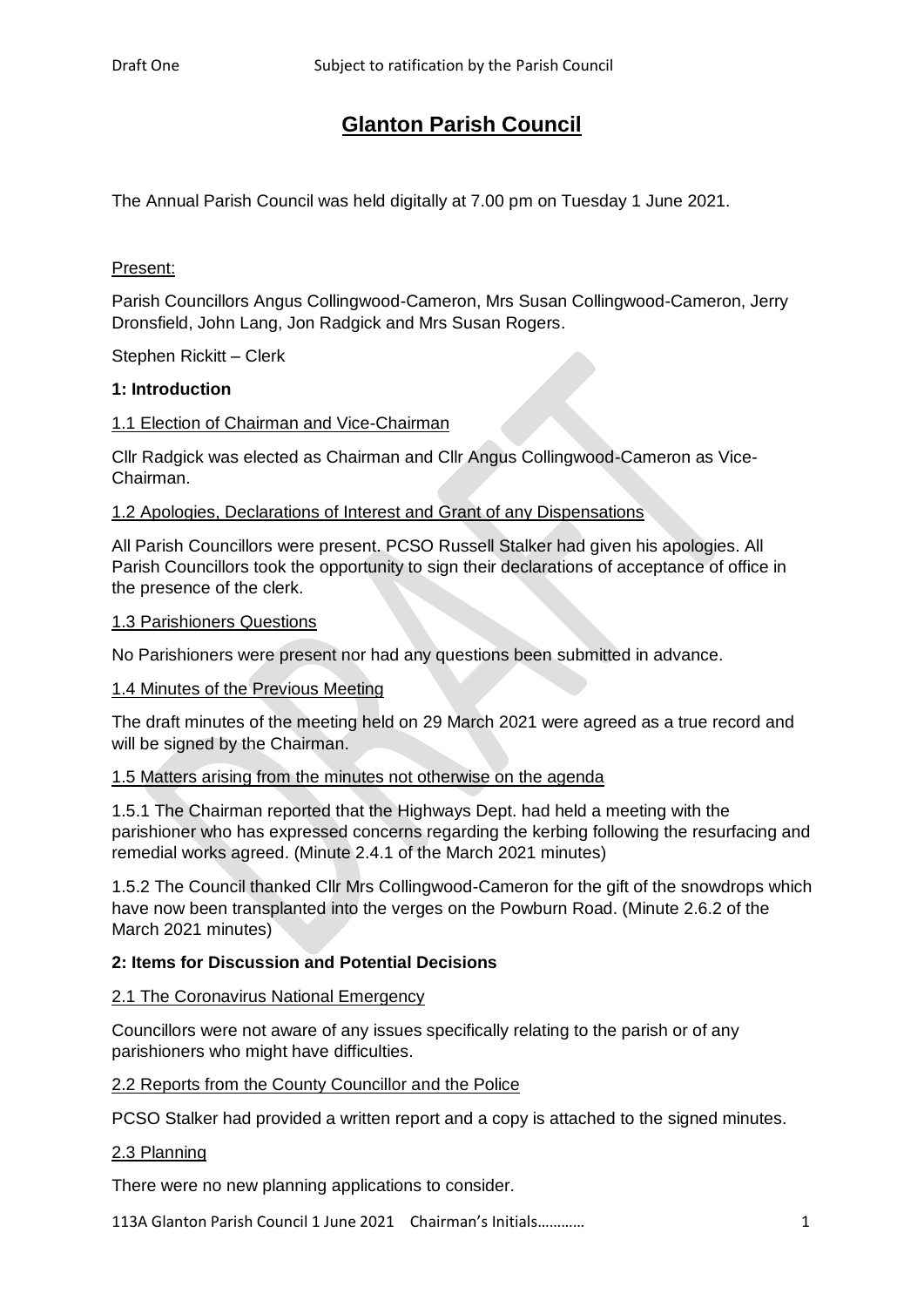# Glanton Parish Council

The Annual Parish Council was held digitally at 7.00 pm on Tuesday 1 June 2021.

Present:

Parish Councillors Angus Collingwood-Cameron, Mrs Susan Collingwood-Cameron, Jerry Dronsfield, John Lang, Jon Radgick and Mrs Susan Rogers.

Stephen Rickitt – Clerk

## 1: Introduction

### 1.1 Election of Chairman and Vice-Chairman

Cllr Radgick was elected as Chairman and Cllr Angus Collingwood-Cameron as Vice-Chairman.

### 1.2 Apologies, Declarations of Interest and Grant of any Dispensations

All Parish Councillors were present. PCSO Russell Stalker had given his apologies. All Parish Councillors took the opportunity to sign their declarations of acceptance of office in the presence of the clerk.

### 1.3 Parishioners Questions

No Parishioners were present nor had any questions been submitted in advance.

### 1.4 Minutes of the Previous Meeting

The draft minutes of the meeting held on 29 March 2021 were agreed as a true record and will be signed by the Chairman.

### 1.5 Matters arising from the minutes not otherwise on the agenda

1.5.1 The Chairman reported that the Highways Dept. had held a meeting with the parishioner who has expressed concerns regarding the kerbing following the resurfacing and remedial works agreed. (Minute 2.4.1 of the March 2021 minutes)

1.5.2 The Council thanked Cllr Mrs Collingwood-Cameron for the gift of the snowdrops which have now been transplanted into the verges on the Powburn Road. (Minute 2.6.2 of the March 2021 minutes)

## 2: Items for Discussion and Potential Decisions

### 2.1 The Coronavirus National Emergency

Councillors were not aware of any issues specifically relating to the parish or of any parishioners who might have difficulties.

### 2.2 Reports from the County Councillor and the Police

PCSO Stalker had provided a written report and a copy is attached to the signed minutes.

### 2.3 Planning

There were no new planning applications to consider.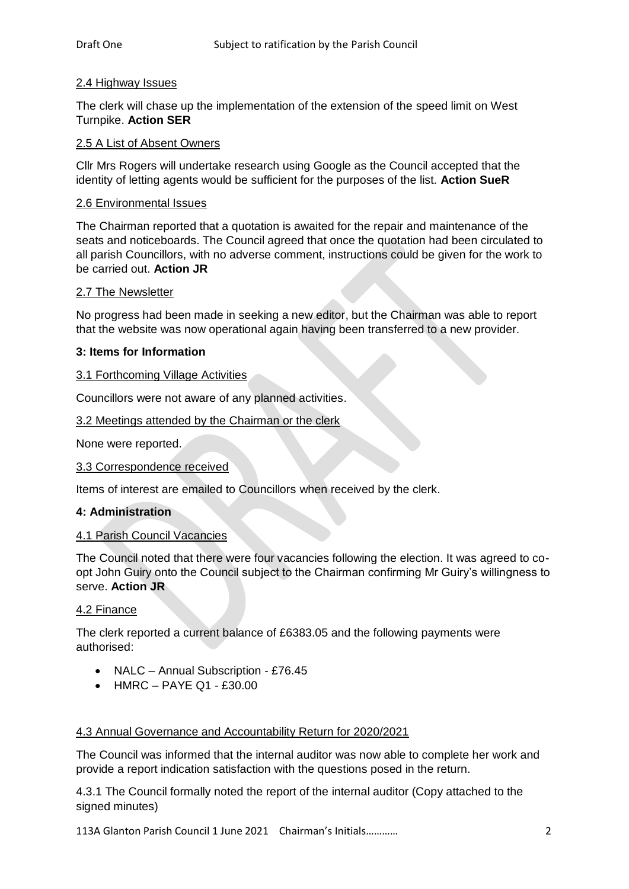2.4 Highway Issues

The clerk will chase up the implementation of the extension of the speed limit on West Turnpike. **Action SER**

2.5 A List of Absent Owners

Cllr Mrs Rogers will undertake research using Google as the Council accepted that the identity of letting agents would be sufficient for the purposes of the list. **Action SueR**

2.6 Environmental Issues

The Chairman reported that a quotation is awaited for the repair and maintenance of the seats and noticeboards. The Council agreed that once the quotation had been circulated to all parish Councillors, with no adverse comment, instructions could be given for the work to be carried out. **Action JR**

2.7 The Newsletter

No progress had been made in seeking a new editor, but the Chairman was able to report that the website was now operational again having been transferred to a new provider.

**3: Items for Information**

3.1 Forthcoming Village Activities

Councillors were not aware of any planned activities.

3.2 Meetings attended by the Chairman or the clerk

None were reported.

3.3 Correspondence received

Items of interest are emailed to Councillors when received by the clerk.

**4: Administration**

4.1 Parish Council Vacancies

The Council noted that there were four vacancies following the election. It was agreed to co-opt John Guiry onto the Council subject to the Chairman confirming Mr Guiry's willingness to serve. **Action JR**

4.2 Finance

The clerk reported a current balance of £6383.05 and the following payments were authorised:

- NALC – Annual Subscription - £76.45
- HMRC – PAYE Q1 - £30.00

4.3 Annual Governance and Accountability Return for 2020/2021

The Council was informed that the internal auditor was now able to complete her work and provide a report indication satisfaction with the questions posed in the return.

4.3.1 The Council formally noted the report of the internal auditor (Copy attached to the signed minutes)

113A Glanton Parish Council 1 June 2021 Chairman's Initials…………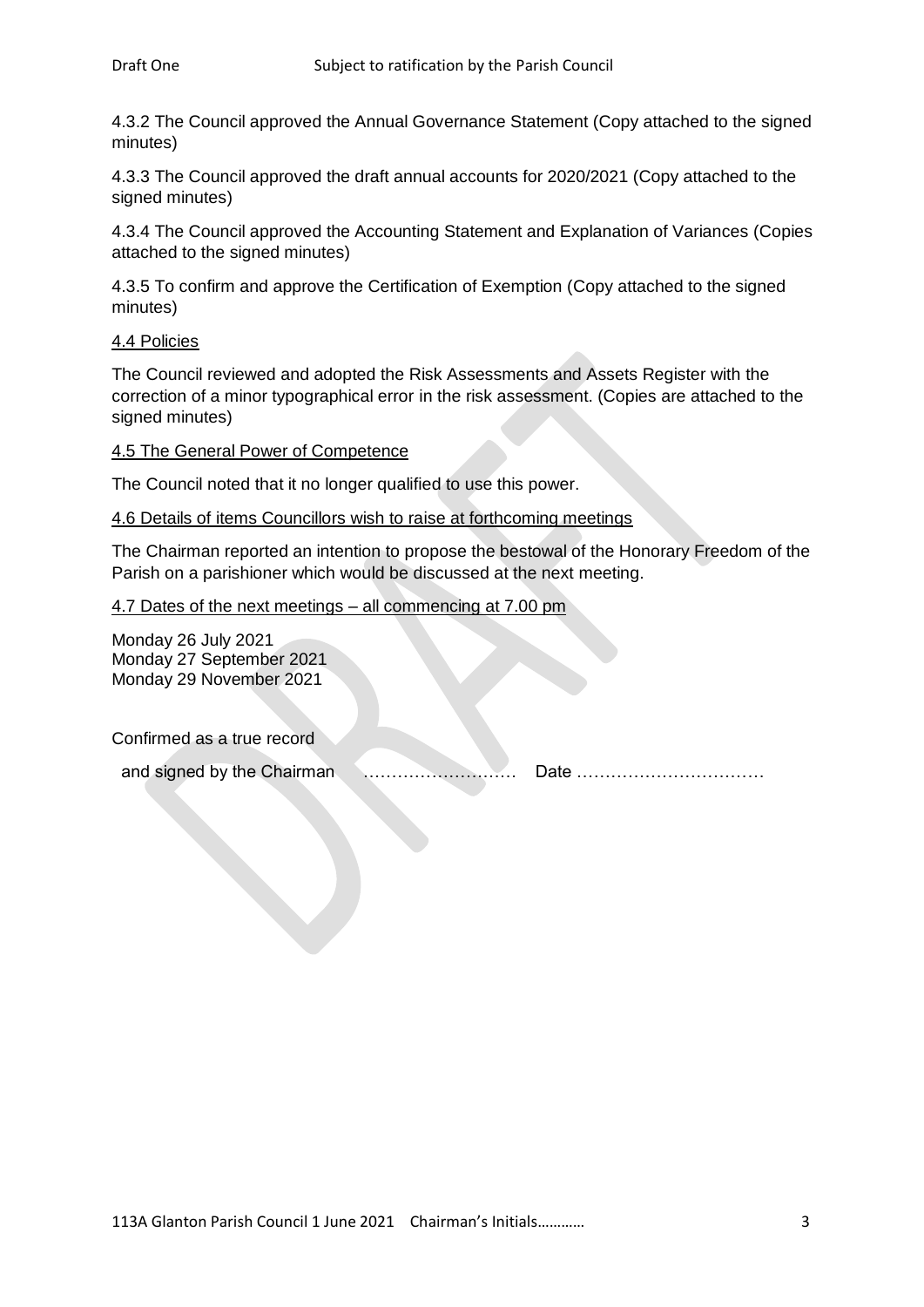4.3.2 The Council approved the Annual Governance Statement (Copy attached to the signed minutes)

4.3.3 The Council approved the draft annual accounts for 2020/2021 (Copy attached to the signed minutes)

4.3.4 The Council approved the Accounting Statement and Explanation of Variances (Copies attached to the signed minutes)

4.3.5 To confirm and approve the Certification of Exemption (Copy attached to the signed minutes)

4.4 Policies

The Council reviewed and adopted the Risk Assessments and Assets Register with the correction of a minor typographical error in the risk assessment. (Copies are attached to the signed minutes)

4.5 The General Power of Competence

The Council noted that it no longer qualified to use this power.

4.6 Details of items Councillors wish to raise at forthcoming meetings

The Chairman reported an intention to propose the bestowal of the Honorary Freedom of the Parish on a parishioner which would be discussed at the next meeting.

4.7 Dates of the next meetings – all commencing at 7.00 pm

Monday 26 July 2021
Monday 27 September 2021
Monday 29 November 2021

Confirmed as a true record

and signed by the Chairman ……………………… Date ……………………………